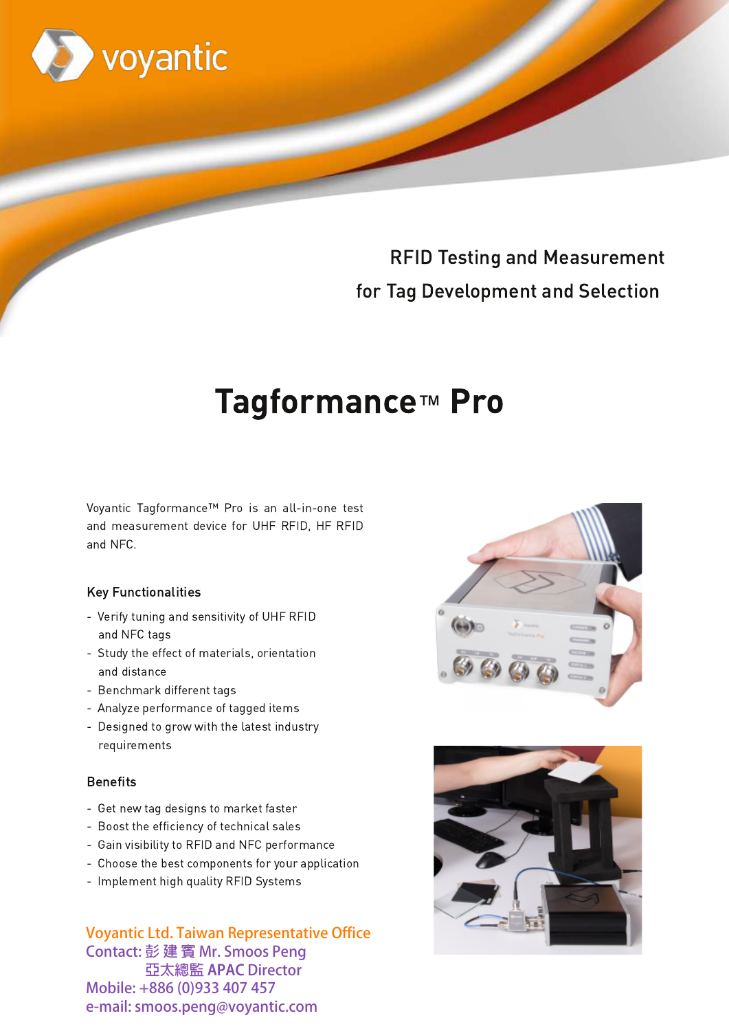voyantic

RFID Testing and Measurement
for Tag Development and Selection

# Tagformance™ Pro

Voyantic Tagformance™ Pro is an all-in-one test and measurement device for UHF RFID, HF RFID and NFC.

### Key Functionalities

- Verify tuning and sensitivity of UHF RFID and NFC tags
- Study the effect of materials, orientation and distance
- Benchmark different tags
- Analyze performance of tagged items
- Designed to grow with the latest industry requirements

### Benefits

- Get new tag designs to market faster
- Boost the efficiency of technical sales
- Gain visibility to RFID and NFC performance
- Choose the best components for your application
- Implement high quality RFID Systems

**Voyantic Ltd. Taiwan Representative Office**
Contact: 彭 建 賓 Mr. Smoos Peng
亞太總監 APAC Director
Mobile: +886 (0)933 407 457
e-mail: smoos.peng@voyantic.com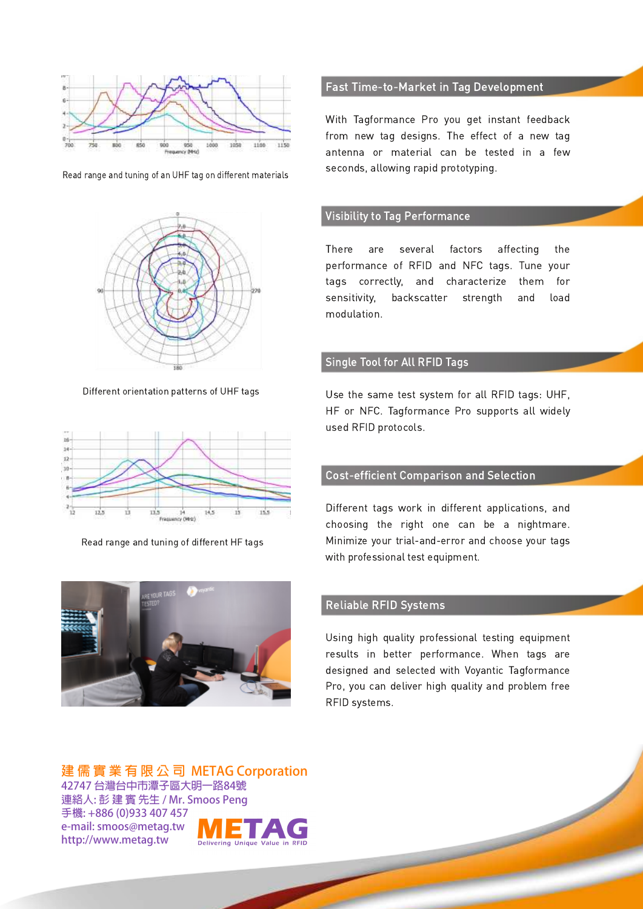700 750 800 850 900 950 1000 1050 1100 1150
Frequency (MHz)

Read range and tuning of an UHF tag on different materials

0
90
270
180

Different orientation patterns of UHF tags

12 12,5 13 13,5 14 14,5 15 15,5
Frequency (MHz)

Read range and tuning of different HF tags

## Fast Time-to-Market in Tag Development

With Tagformance Pro you get instant feedback from new tag designs. The effect of a new tag antenna or material can be tested in a few seconds, allowing rapid prototyping.

## Visibility to Tag Performance

There are several factors affecting the performance of RFID and NFC tags. Tune your tags correctly, and characterize them for sensitivity, backscatter strength and load modulation.

## Single Tool for All RFID Tags

Use the same test system for all RFID tags: UHF, HF or NFC. Tagformance Pro supports all widely used RFID protocols.

## Cost-efficient Comparison and Selection

Different tags work in different applications, and choosing the right one can be a nightmare. Minimize your trial-and-error and choose your tags with professional test equipment.

## Reliable RFID Systems

Using high quality professional testing equipment results in better performance. When tags are designed and selected with Voyantic Tagformance Pro, you can deliver high quality and problem free RFID systems.

**建儒實業有限公司 METAG Corporation**
42747 台灣台中市潭子區大明一路84號
連絡人: 彭建賓 先生 / Mr. Smoos Peng
手機: +886 (0)933 407 457
e-mail: smoos@metag.tw
http://www.metag.tw

METAG
Delivering Unique Value in RFID